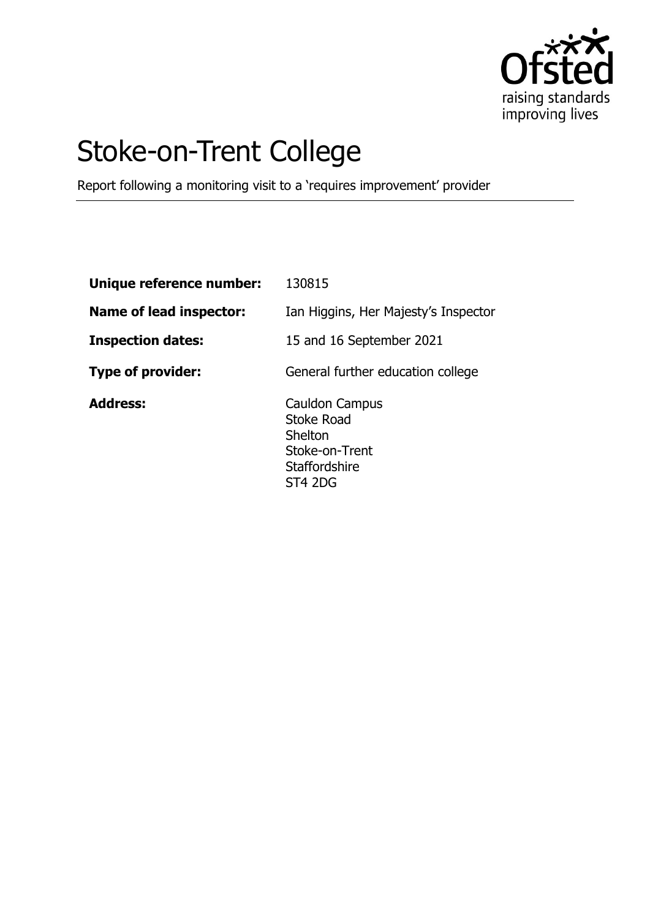# Stoke-on-Trent College

Report following a monitoring visit to a 'requires improvement' provider

| | |
|---|---|
| **Unique reference number:** | 130815 |
| **Name of lead inspector:** | Ian Higgins, Her Majesty's Inspector |
| **Inspection dates:** | 15 and 16 September 2021 |
| **Type of provider:** | General further education college |
| **Address:** | Cauldon Campus<br>Stoke Road<br>Shelton<br>Stoke-on-Trent<br>Staffordshire<br>ST4 2DG |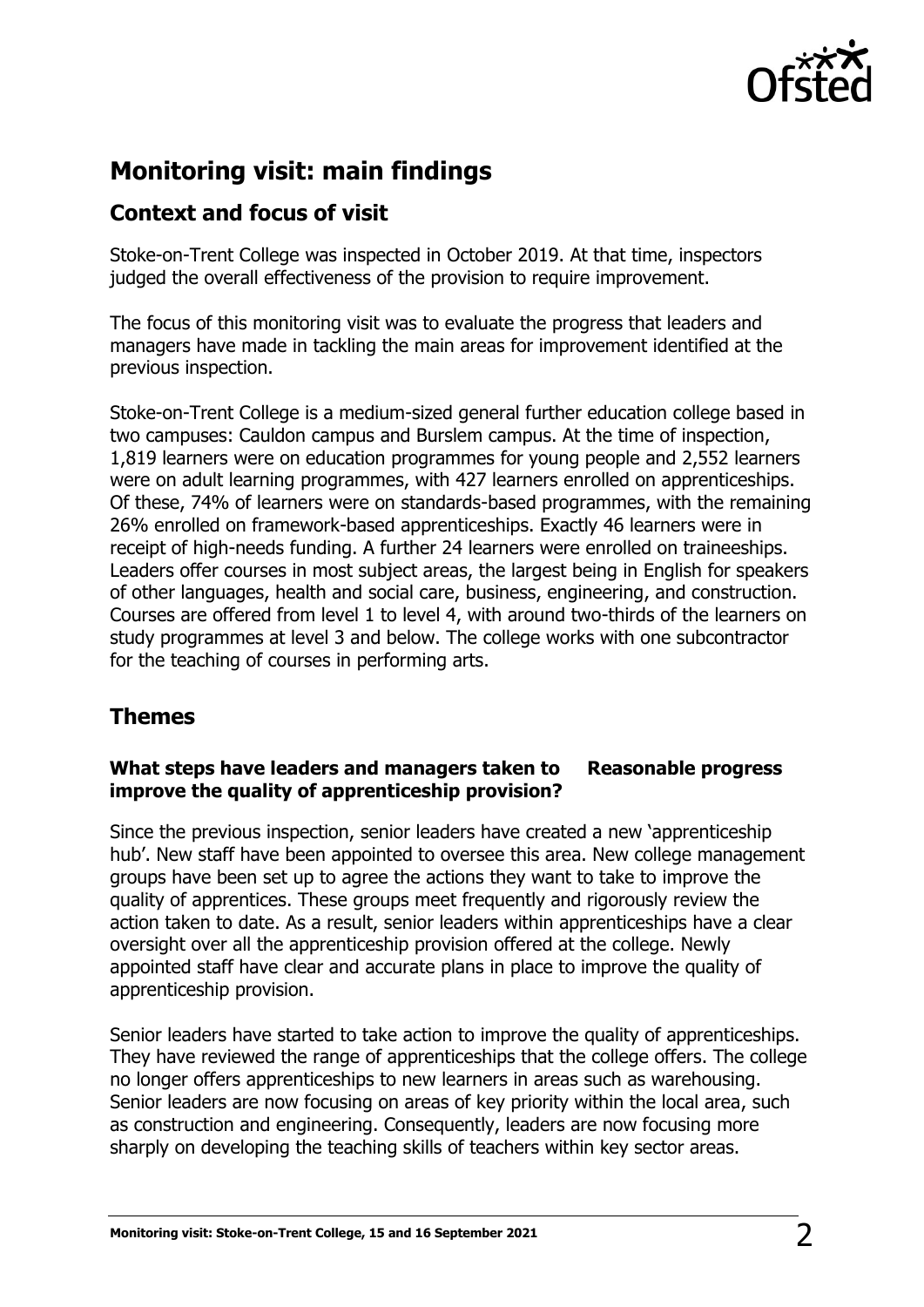## Monitoring visit: main findings

### Context and focus of visit

Stoke-on-Trent College was inspected in October 2019. At that time, inspectors judged the overall effectiveness of the provision to require improvement.

The focus of this monitoring visit was to evaluate the progress that leaders and managers have made in tackling the main areas for improvement identified at the previous inspection.

Stoke-on-Trent College is a medium-sized general further education college based in two campuses: Cauldon campus and Burslem campus. At the time of inspection, 1,819 learners were on education programmes for young people and 2,552 learners were on adult learning programmes, with 427 learners enrolled on apprenticeships. Of these, 74% of learners were on standards-based programmes, with the remaining 26% enrolled on framework-based apprenticeships. Exactly 46 learners were in receipt of high-needs funding. A further 24 learners were enrolled on traineeships. Leaders offer courses in most subject areas, the largest being in English for speakers of other languages, health and social care, business, engineering, and construction. Courses are offered from level 1 to level 4, with around two-thirds of the learners on study programmes at level 3 and below. The college works with one subcontractor for the teaching of courses in performing arts.

### Themes

**What steps have leaders and managers taken to improve the quality of apprenticeship provision?** **Reasonable progress**

Since the previous inspection, senior leaders have created a new 'apprenticeship hub'. New staff have been appointed to oversee this area. New college management groups have been set up to agree the actions they want to take to improve the quality of apprentices. These groups meet frequently and rigorously review the action taken to date. As a result, senior leaders within apprenticeships have a clear oversight over all the apprenticeship provision offered at the college. Newly appointed staff have clear and accurate plans in place to improve the quality of apprenticeship provision.

Senior leaders have started to take action to improve the quality of apprenticeships. They have reviewed the range of apprenticeships that the college offers. The college no longer offers apprenticeships to new learners in areas such as warehousing. Senior leaders are now focusing on areas of key priority within the local area, such as construction and engineering. Consequently, leaders are now focusing more sharply on developing the teaching skills of teachers within key sector areas.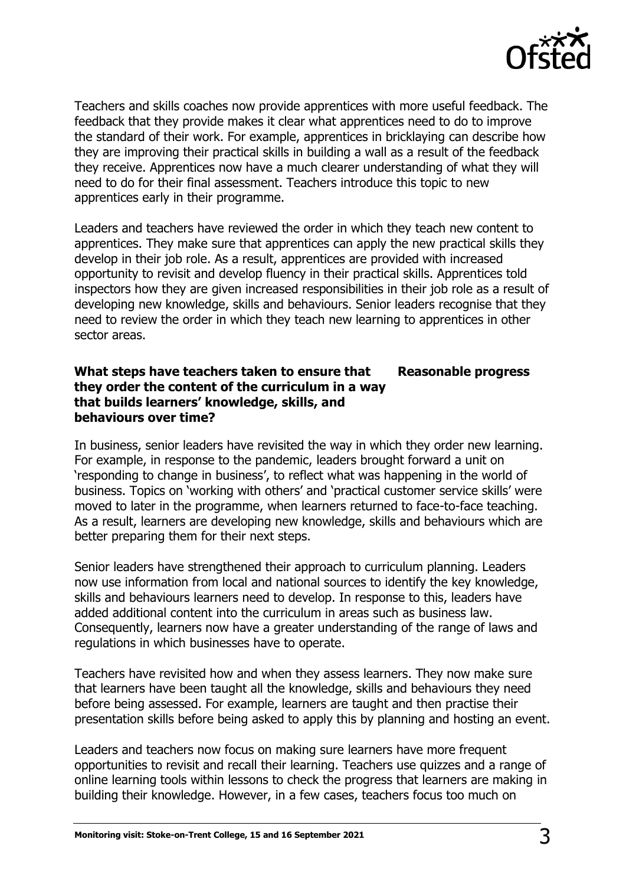Teachers and skills coaches now provide apprentices with more useful feedback. The feedback that they provide makes it clear what apprentices need to do to improve the standard of their work. For example, apprentices in bricklaying can describe how they are improving their practical skills in building a wall as a result of the feedback they receive. Apprentices now have a much clearer understanding of what they will need to do for their final assessment. Teachers introduce this topic to new apprentices early in their programme.

Leaders and teachers have reviewed the order in which they teach new content to apprentices. They make sure that apprentices can apply the new practical skills they develop in their job role. As a result, apprentices are provided with increased opportunity to revisit and develop fluency in their practical skills. Apprentices told inspectors how they are given increased responsibilities in their job role as a result of developing new knowledge, skills and behaviours. Senior leaders recognise that they need to review the order in which they teach new learning to apprentices in other sector areas.

| **What steps have teachers taken to ensure that they order the content of the curriculum in a way that builds learners' knowledge, skills, and behaviours over time?** | **Reasonable progress** |
|---|---|

In business, senior leaders have revisited the way in which they order new learning. For example, in response to the pandemic, leaders brought forward a unit on 'responding to change in business', to reflect what was happening in the world of business. Topics on 'working with others' and 'practical customer service skills' were moved to later in the programme, when learners returned to face-to-face teaching. As a result, learners are developing new knowledge, skills and behaviours which are better preparing them for their next steps.

Senior leaders have strengthened their approach to curriculum planning. Leaders now use information from local and national sources to identify the key knowledge, skills and behaviours learners need to develop. In response to this, leaders have added additional content into the curriculum in areas such as business law. Consequently, learners now have a greater understanding of the range of laws and regulations in which businesses have to operate.

Teachers have revisited how and when they assess learners. They now make sure that learners have been taught all the knowledge, skills and behaviours they need before being assessed. For example, learners are taught and then practise their presentation skills before being asked to apply this by planning and hosting an event.

Leaders and teachers now focus on making sure learners have more frequent opportunities to revisit and recall their learning. Teachers use quizzes and a range of online learning tools within lessons to check the progress that learners are making in building their knowledge. However, in a few cases, teachers focus too much on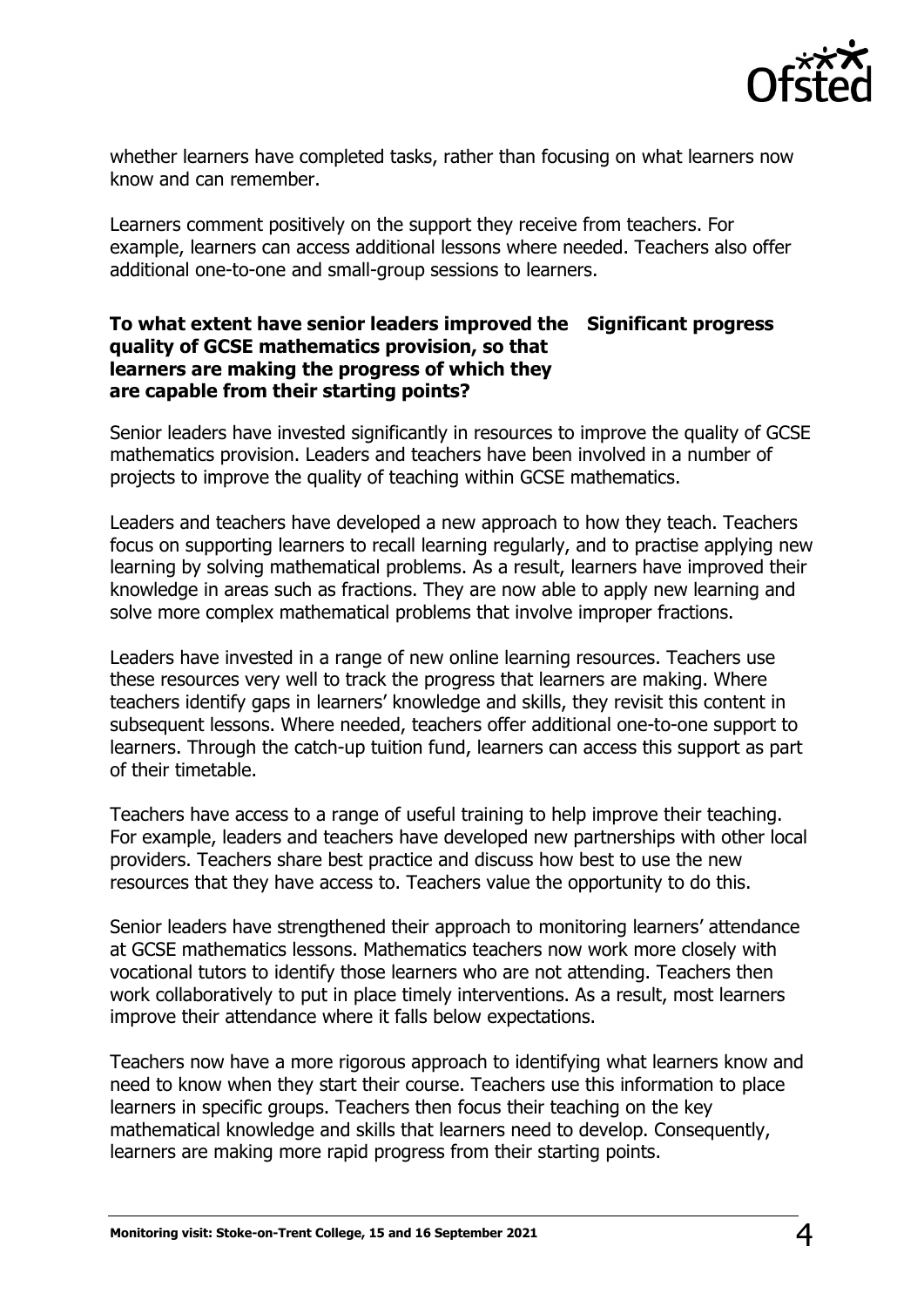whether learners have completed tasks, rather than focusing on what learners now know and can remember.

Learners comment positively on the support they receive from teachers. For example, learners can access additional lessons where needed. Teachers also offer additional one-to-one and small-group sessions to learners.

**To what extent have senior leaders improved the quality of GCSE mathematics provision, so that learners are making the progress of which they are capable from their starting points?** **Significant progress**

Senior leaders have invested significantly in resources to improve the quality of GCSE mathematics provision. Leaders and teachers have been involved in a number of projects to improve the quality of teaching within GCSE mathematics.

Leaders and teachers have developed a new approach to how they teach. Teachers focus on supporting learners to recall learning regularly, and to practise applying new learning by solving mathematical problems. As a result, learners have improved their knowledge in areas such as fractions. They are now able to apply new learning and solve more complex mathematical problems that involve improper fractions.

Leaders have invested in a range of new online learning resources. Teachers use these resources very well to track the progress that learners are making. Where teachers identify gaps in learners' knowledge and skills, they revisit this content in subsequent lessons. Where needed, teachers offer additional one-to-one support to learners. Through the catch-up tuition fund, learners can access this support as part of their timetable.

Teachers have access to a range of useful training to help improve their teaching. For example, leaders and teachers have developed new partnerships with other local providers. Teachers share best practice and discuss how best to use the new resources that they have access to. Teachers value the opportunity to do this.

Senior leaders have strengthened their approach to monitoring learners' attendance at GCSE mathematics lessons. Mathematics teachers now work more closely with vocational tutors to identify those learners who are not attending. Teachers then work collaboratively to put in place timely interventions. As a result, most learners improve their attendance where it falls below expectations.

Teachers now have a more rigorous approach to identifying what learners know and need to know when they start their course. Teachers use this information to place learners in specific groups. Teachers then focus their teaching on the key mathematical knowledge and skills that learners need to develop. Consequently, learners are making more rapid progress from their starting points.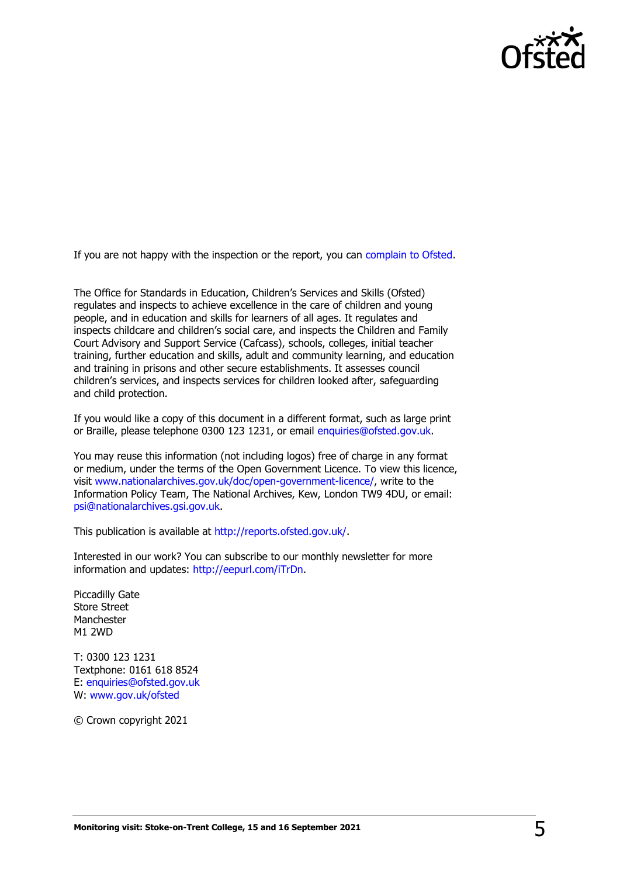If you are not happy with the inspection or the report, you can complain to Ofsted.

The Office for Standards in Education, Children's Services and Skills (Ofsted) regulates and inspects to achieve excellence in the care of children and young people, and in education and skills for learners of all ages. It regulates and inspects childcare and children's social care, and inspects the Children and Family Court Advisory and Support Service (Cafcass), schools, colleges, initial teacher training, further education and skills, adult and community learning, and education and training in prisons and other secure establishments. It assesses council children's services, and inspects services for children looked after, safeguarding and child protection.

If you would like a copy of this document in a different format, such as large print or Braille, please telephone 0300 123 1231, or email enquiries@ofsted.gov.uk.

You may reuse this information (not including logos) free of charge in any format or medium, under the terms of the Open Government Licence. To view this licence, visit www.nationalarchives.gov.uk/doc/open-government-licence/, write to the Information Policy Team, The National Archives, Kew, London TW9 4DU, or email: psi@nationalarchives.gsi.gov.uk.

This publication is available at http://reports.ofsted.gov.uk/.

Interested in our work? You can subscribe to our monthly newsletter for more information and updates: http://eepurl.com/iTrDn.

Piccadilly Gate
Store Street
Manchester
M1 2WD

T: 0300 123 1231
Textphone: 0161 618 8524
E: enquiries@ofsted.gov.uk
W: www.gov.uk/ofsted

© Crown copyright 2021